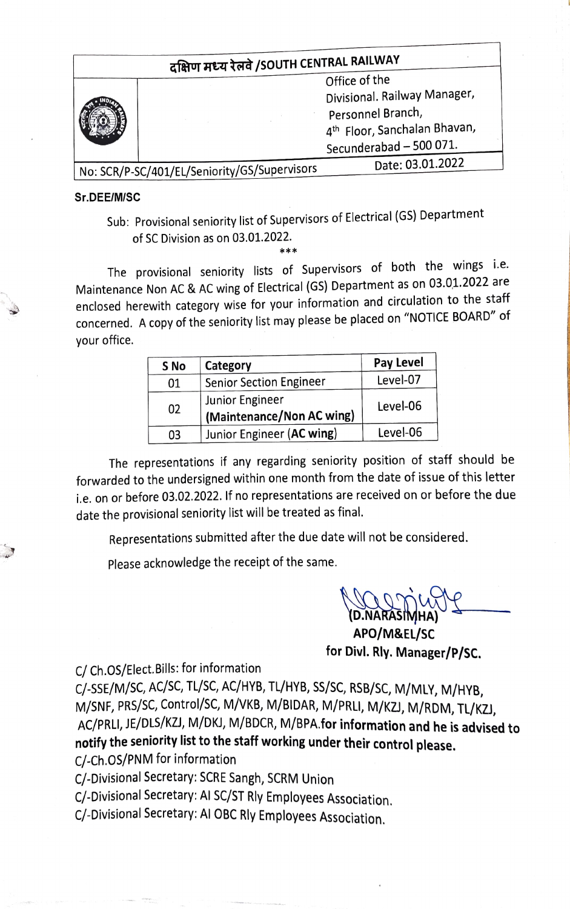**दक्षिण मध्य रेलवे /SOUTH CENTRAL RAILWAY**

Office of the
Divisional. Railway Manager,
Personnel Branch,
4th Floor, Sanchalan Bhavan,
Secunderabad – 500 071.

No: SCR/P-SC/401/EL/Seniority/GS/Supervisors

Date: 03.01.2022

**Sr.DEE/M/SC**

Sub: Provisional seniority list of Supervisors of Electrical (GS) Department of SC Division as on 03.01.2022.

\*\*\*

The provisional seniority lists of Supervisors of both the wings i.e. Maintenance Non AC & AC wing of Electrical (GS) Department as on 03.01.2022 are enclosed herewith category wise for your information and circulation to the staff concerned. A copy of the seniority list may please be placed on "NOTICE BOARD" of your office.

| S No | Category | Pay Level |
|---|---|---|
| 01 | Senior Section Engineer | Level-07 |
| 02 | Junior Engineer **(Maintenance/Non AC wing)** | Level-06 |
| 03 | Junior Engineer (**AC wing**) | Level-06 |

The representations if any regarding seniority position of staff should be forwarded to the undersigned within one month from the date of issue of this letter i.e. on or before 03.02.2022. If no representations are received on or before the due date the provisional seniority list will be treated as final.

Representations submitted after the due date will not be considered.

Please acknowledge the receipt of the same.

**(D.NARASIMHA)**
**APO/M&EL/SC**
**for Divl. Rly. Manager/P/SC.**

C/ Ch.OS/Elect.Bills: for information

C/-SSE/M/SC, AC/SC, TL/SC, AC/HYB, TL/HYB, SS/SC, RSB/SC, M/MLY, M/HYB, M/SNF, PRS/SC, Control/SC, M/VKB, M/BIDAR, M/PRLI, M/KZJ, M/RDM, TL/KZJ, AC/PRLI, JE/DLS/KZJ, M/DKJ, M/BDCR, M/BPA.**for information and he is advised to notify the seniority list to the staff working under their control please.**

C/-Ch.OS/PNM for information

C/-Divisional Secretary: SCRE Sangh, SCRM Union

C/-Divisional Secretary: AI SC/ST Rly Employees Association.

C/-Divisional Secretary: AI OBC Rly Employees Association.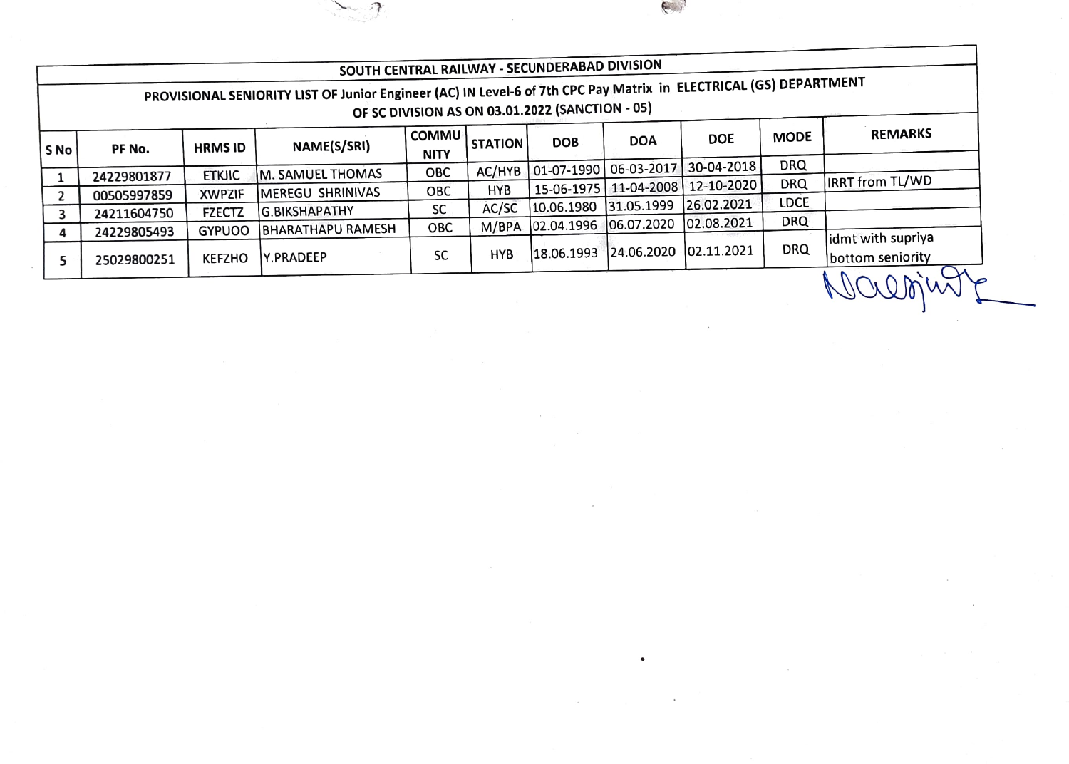## SOUTH CENTRAL RAILWAY - SECUNDERABAD DIVISION

### PROVISIONAL SENIORITY LIST OF Junior Engineer (AC) IN Level-6 of 7th CPC Pay Matrix in ELECTRICAL (GS) DEPARTMENT OF SC DIVISION AS ON 03.01.2022 (SANCTION - 05)

| S No | PF No. | HRMS ID | NAME(S/SRI) | COMMUNITY | STATION | DOB | DOA | DOE | MODE | REMARKS |
|---|---|---|---|---|---|---|---|---|---|---|
| 1 | 24229801877 | ETKJIC | M. SAMUEL THOMAS | OBC | AC/HYB | 01-07-1990 | 06-03-2017 | 30-04-2018 | DRQ | |
| 2 | 00505997859 | XWPZIF | MEREGU SHRINIVAS | OBC | HYB | 15-06-1975 | 11-04-2008 | 12-10-2020 | DRQ | IRRT from TL/WD |
| 3 | 24211604750 | FZECTZ | G.BIKSHAPATHY | SC | AC/SC | 10.06.1980 | 31.05.1999 | 26.02.2021 | LDCE | |
| 4 | 24229805493 | GYPUOO | BHARATHAPU RAMESH | OBC | M/BPA | 02.04.1996 | 06.07.2020 | 02.08.2021 | DRQ | |
| 5 | 25029800251 | KEFZHO | Y.PRADEEP | SC | HYB | 18.06.1993 | 24.06.2020 | 02.11.2021 | DRQ | idmt with supriya bottom seniority |